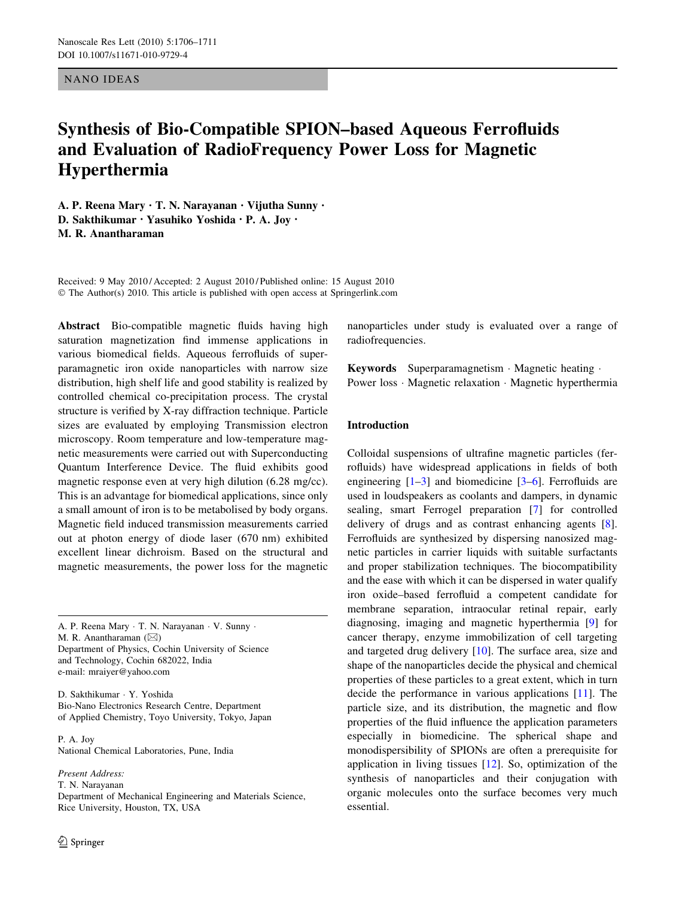NANO IDEAS

# Synthesis of Bio-Compatible SPION–based Aqueous Ferrofluids and Evaluation of RadioFrequency Power Loss for Magnetic Hyperthermia

**A. P. Reena Mary · T. N. Narayanan · Vijutha Sunny · D. Sakthikumar · Yasuhiko Yoshida · P. A. Joy · M. R. Anantharaman**

Received: 9 May 2010 / Accepted: 2 August 2010 / Published online: 15 August 2010
© The Author(s) 2010. This article is published with open access at Springerlink.com

**Abstract** Bio-compatible magnetic fluids having high saturation magnetization find immense applications in various biomedical fields. Aqueous ferrofluids of superparamagnetic iron oxide nanoparticles with narrow size distribution, high shelf life and good stability is realized by controlled chemical co-precipitation process. The crystal structure is verified by X-ray diffraction technique. Particle sizes are evaluated by employing Transmission electron microscopy. Room temperature and low-temperature magnetic measurements were carried out with Superconducting Quantum Interference Device. The fluid exhibits good magnetic response even at very high dilution (6.28 mg/cc). This is an advantage for biomedical applications, since only a small amount of iron is to be metabolised by body organs. Magnetic field induced transmission measurements carried out at photon energy of diode laser (670 nm) exhibited excellent linear dichroism. Based on the structural and magnetic measurements, the power loss for the magnetic nanoparticles under study is evaluated over a range of radiofrequencies.

**Keywords** Superparamagnetism · Magnetic heating · Power loss · Magnetic relaxation · Magnetic hyperthermia

A. P. Reena Mary · T. N. Narayanan · V. Sunny · M. R. Anantharaman (✉)
Department of Physics, Cochin University of Science and Technology, Cochin 682022, India
e-mail: mraiyer@yahoo.com

D. Sakthikumar · Y. Yoshida
Bio-Nano Electronics Research Centre, Department of Applied Chemistry, Toyo University, Tokyo, Japan

P. A. Joy
National Chemical Laboratories, Pune, India

*Present Address:*
T. N. Narayanan
Department of Mechanical Engineering and Materials Science, Rice University, Houston, TX, USA

## Introduction

Colloidal suspensions of ultrafine magnetic particles (ferrofluids) have widespread applications in fields of both engineering [1–3] and biomedicine [3–6]. Ferrofluids are used in loudspeakers as coolants and dampers, in dynamic sealing, smart Ferrogel preparation [7] for controlled delivery of drugs and as contrast enhancing agents [8]. Ferrofluids are synthesized by dispersing nanosized magnetic particles in carrier liquids with suitable surfactants and proper stabilization techniques. The biocompatibility and the ease with which it can be dispersed in water qualify iron oxide–based ferrofluid a competent candidate for membrane separation, intraocular retinal repair, early diagnosing, imaging and magnetic hyperthermia [9] for cancer therapy, enzyme immobilization of cell targeting and targeted drug delivery [10]. The surface area, size and shape of the nanoparticles decide the physical and chemical properties of these particles to a great extent, which in turn decide the performance in various applications [11]. The particle size, and its distribution, the magnetic and flow properties of the fluid influence the application parameters especially in biomedicine. The spherical shape and monodispersibility of SPIONs are often a prerequisite for application in living tissues [12]. So, optimization of the synthesis of nanoparticles and their conjugation with organic molecules onto the surface becomes very much essential.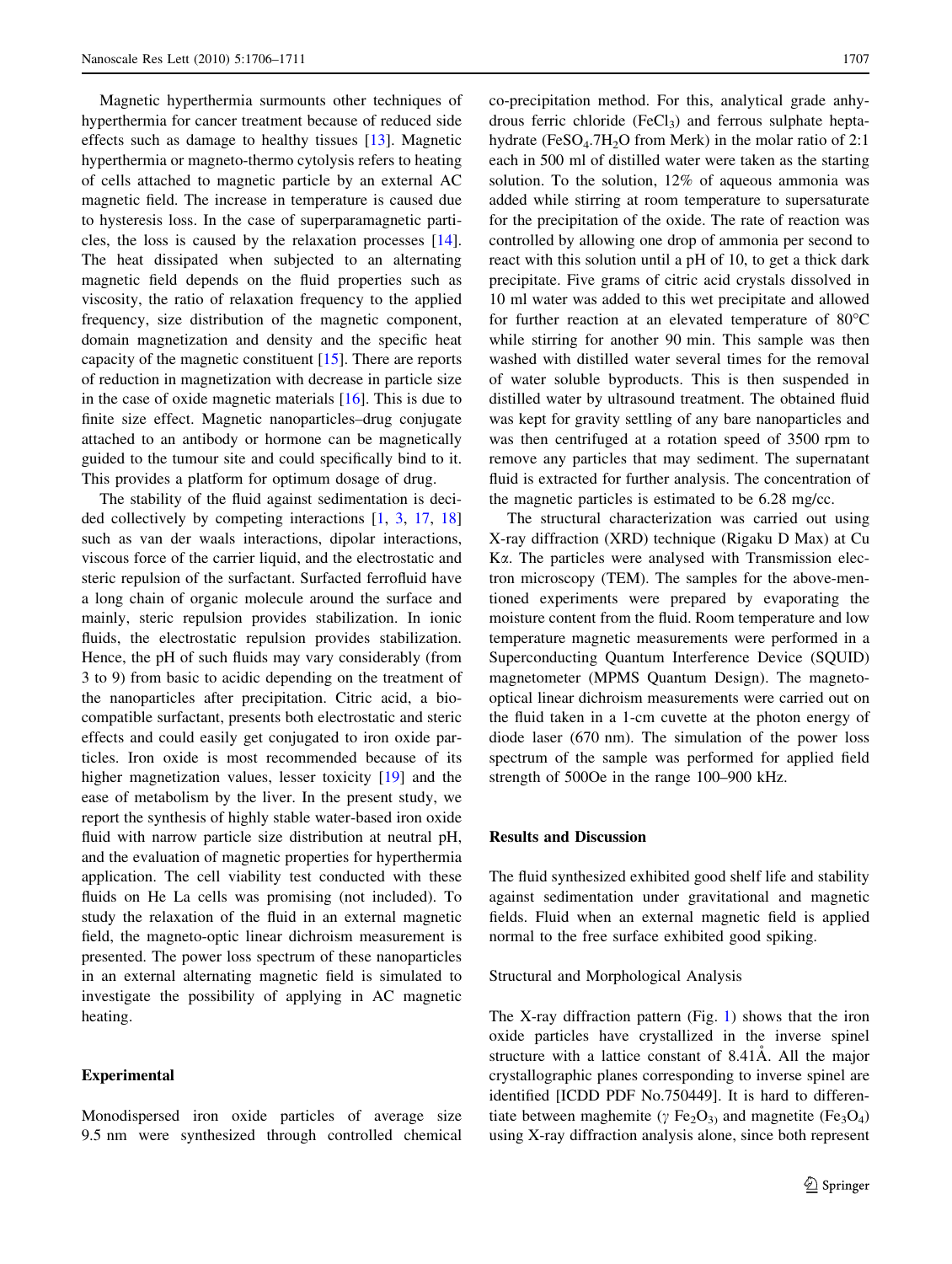Magnetic hyperthermia surmounts other techniques of hyperthermia for cancer treatment because of reduced side effects such as damage to healthy tissues [13]. Magnetic hyperthermia or magneto-thermo cytolysis refers to heating of cells attached to magnetic particle by an external AC magnetic field. The increase in temperature is caused due to hysteresis loss. In the case of superparamagnetic particles, the loss is caused by the relaxation processes [14]. The heat dissipated when subjected to an alternating magnetic field depends on the fluid properties such as viscosity, the ratio of relaxation frequency to the applied frequency, size distribution of the magnetic component, domain magnetization and density and the specific heat capacity of the magnetic constituent [15]. There are reports of reduction in magnetization with decrease in particle size in the case of oxide magnetic materials [16]. This is due to finite size effect. Magnetic nanoparticles–drug conjugate attached to an antibody or hormone can be magnetically guided to the tumour site and could specifically bind to it. This provides a platform for optimum dosage of drug.

The stability of the fluid against sedimentation is decided collectively by competing interactions [1, 3, 17, 18] such as van der waals interactions, dipolar interactions, viscous force of the carrier liquid, and the electrostatic and steric repulsion of the surfactant. Surfacted ferrofluid have a long chain of organic molecule around the surface and mainly, steric repulsion provides stabilization. In ionic fluids, the electrostatic repulsion provides stabilization. Hence, the pH of such fluids may vary considerably (from 3 to 9) from basic to acidic depending on the treatment of the nanoparticles after precipitation. Citric acid, a biocompatible surfactant, presents both electrostatic and steric effects and could easily get conjugated to iron oxide particles. Iron oxide is most recommended because of its higher magnetization values, lesser toxicity [19] and the ease of metabolism by the liver. In the present study, we report the synthesis of highly stable water-based iron oxide fluid with narrow particle size distribution at neutral pH, and the evaluation of magnetic properties for hyperthermia application. The cell viability test conducted with these fluids on He La cells was promising (not included). To study the relaxation of the fluid in an external magnetic field, the magneto-optic linear dichroism measurement is presented. The power loss spectrum of these nanoparticles in an external alternating magnetic field is simulated to investigate the possibility of applying in AC magnetic heating.

## Experimental

Monodispersed iron oxide particles of average size 9.5 nm were synthesized through controlled chemical co-precipitation method. For this, analytical grade anhydrous ferric chloride ($FeCl_3$) and ferrous sulphate heptahydrate ($FeSO_4.7H_2O$ from Merk) in the molar ratio of 2:1 each in 500 ml of distilled water were taken as the starting solution. To the solution, 12% of aqueous ammonia was added while stirring at room temperature to supersaturate for the precipitation of the oxide. The rate of reaction was controlled by allowing one drop of ammonia per second to react with this solution until a pH of 10, to get a thick dark precipitate. Five grams of citric acid crystals dissolved in 10 ml water was added to this wet precipitate and allowed for further reaction at an elevated temperature of 80°C while stirring for another 90 min. This sample was then washed with distilled water several times for the removal of water soluble byproducts. This is then suspended in distilled water by ultrasound treatment. The obtained fluid was kept for gravity settling of any bare nanoparticles and was then centrifuged at a rotation speed of 3500 rpm to remove any particles that may sediment. The supernatant fluid is extracted for further analysis. The concentration of the magnetic particles is estimated to be 6.28 mg/cc.

The structural characterization was carried out using X-ray diffraction (XRD) technique (Rigaku D Max) at Cu K$\alpha$. The particles were analysed with Transmission electron microscopy (TEM). The samples for the above-mentioned experiments were prepared by evaporating the moisture content from the fluid. Room temperature and low temperature magnetic measurements were performed in a Superconducting Quantum Interference Device (SQUID) magnetometer (MPMS Quantum Design). The magneto-optical linear dichroism measurements were carried out on the fluid taken in a 1-cm cuvette at the photon energy of diode laser (670 nm). The simulation of the power loss spectrum of the sample was performed for applied field strength of 500Oe in the range 100–900 kHz.

## Results and Discussion

The fluid synthesized exhibited good shelf life and stability against sedimentation under gravitational and magnetic fields. Fluid when an external magnetic field is applied normal to the free surface exhibited good spiking.

### Structural and Morphological Analysis

The X-ray diffraction pattern (Fig. 1) shows that the iron oxide particles have crystallized in the inverse spinel structure with a lattice constant of 8.41Å. All the major crystallographic planes corresponding to inverse spinel are identified [ICDD PDF No.750449]. It is hard to differentiate between maghemite ($\gamma$ $Fe_2O_3$) and magnetite ($Fe_3O_4$) using X-ray diffraction analysis alone, since both represent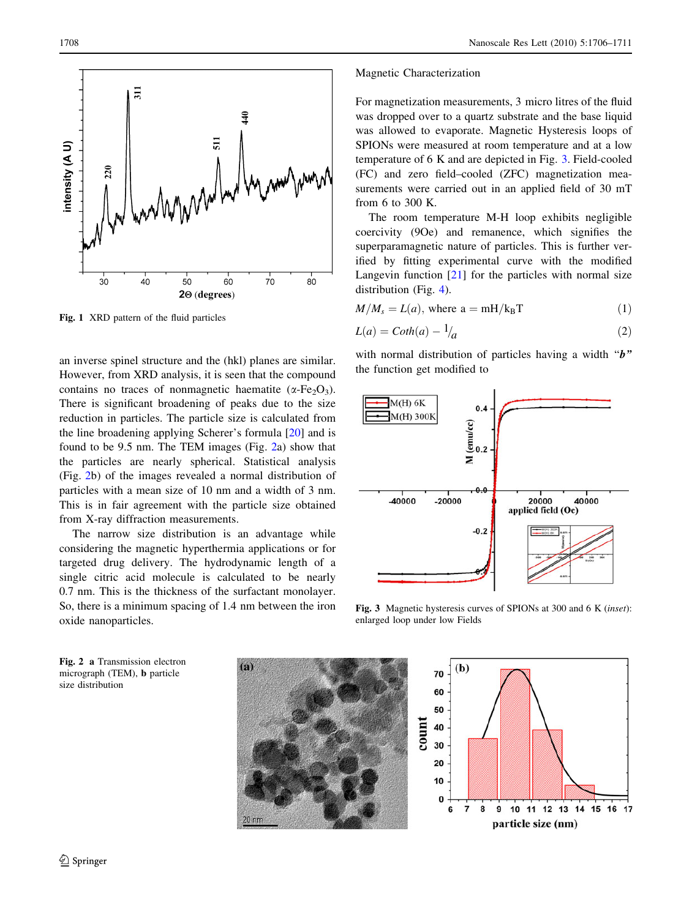Fig. 1 XRD pattern of the fluid particles

an inverse spinel structure and the (hkl) planes are similar. However, from XRD analysis, it is seen that the compound contains no traces of nonmagnetic haematite ($\alpha$-$Fe_2O_3$). There is significant broadening of peaks due to the size reduction in particles. The particle size is calculated from the line broadening applying Scherer's formula [20] and is found to be 9.5 nm. The TEM images (Fig. 2a) show that the particles are nearly spherical. Statistical analysis (Fig. 2b) of the images revealed a normal distribution of particles with a mean size of 10 nm and a width of 3 nm. This is in fair agreement with the particle size obtained from X-ray diffraction measurements.

The narrow size distribution is an advantage while considering the magnetic hyperthermia applications or for targeted drug delivery. The hydrodynamic length of a single citric acid molecule is calculated to be nearly 0.7 nm. This is the thickness of the surfactant monolayer. So, there is a minimum spacing of 1.4 nm between the iron oxide nanoparticles.

## Magnetic Characterization

For magnetization measurements, 3 micro litres of the fluid was dropped over to a quartz substrate and the base liquid was allowed to evaporate. Magnetic Hysteresis loops of SPIONs were measured at room temperature and at a low temperature of 6 K and are depicted in Fig. 3. Field-cooled (FC) and zero field–cooled (ZFC) magnetization measurements were carried out in an applied field of 30 mT from 6 to 300 K.

The room temperature M-H loop exhibits negligible coercivity (9Oe) and remanence, which signifies the superparamagnetic nature of particles. This is further verified by fitting experimental curve with the modified Langevin function [21] for the particles with normal size distribution (Fig. 4).

$$M/M_s = L(a), \text{ where } a = mH/k_BT \quad (1)$$

$$L(a) = Coth(a) - 1/a \quad (2)$$

with normal distribution of particles having a width "***b***" the function get modified to

Fig. 3 Magnetic hysteresis curves of SPIONs at 300 and 6 K (*inset*): enlarged loop under low Fields

Fig. 2 **a** Transmission electron micrograph (TEM), **b** particle size distribution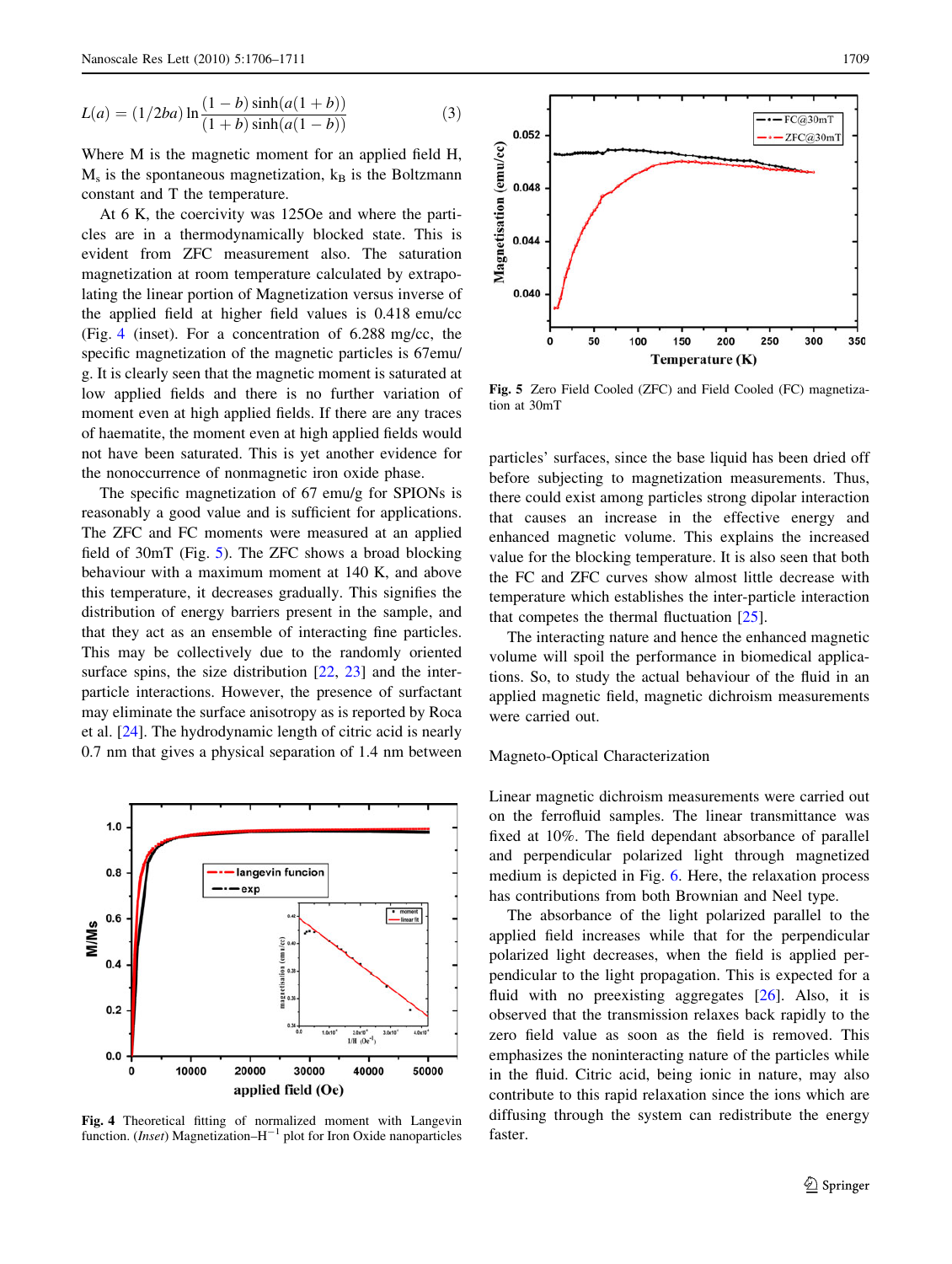$$L(a) = (1/2ba) \ln \frac{(1-b)\sinh(a(1+b))}{(1+b)\sinh(a(1-b))} \quad (3)$$

Where M is the magnetic moment for an applied field H, $M_s$ is the spontaneous magnetization, $k_B$ is the Boltzmann constant and T the temperature.

At 6 K, the coercivity was 125Oe and where the particles are in a thermodynamically blocked state. This is evident from ZFC measurement also. The saturation magnetization at room temperature calculated by extrapolating the linear portion of Magnetization versus inverse of the applied field at higher field values is 0.418 emu/cc (Fig. 4 (inset). For a concentration of 6.288 mg/cc, the specific magnetization of the magnetic particles is 67emu/g. It is clearly seen that the magnetic moment is saturated at low applied fields and there is no further variation of moment even at high applied fields. If there are any traces of haematite, the moment even at high applied fields would not have been saturated. This is yet another evidence for the nonoccurrence of nonmagnetic iron oxide phase.

The specific magnetization of 67 emu/g for SPIONs is reasonably a good value and is sufficient for applications. The ZFC and FC moments were measured at an applied field of 30mT (Fig. 5). The ZFC shows a broad blocking behaviour with a maximum moment at 140 K, and above this temperature, it decreases gradually. This signifies the distribution of energy barriers present in the sample, and that they act as an ensemble of interacting fine particles. This may be collectively due to the randomly oriented surface spins, the size distribution [22, 23] and the inter-particle interactions. However, the presence of surfactant may eliminate the surface anisotropy as is reported by Roca et al. [24]. The hydrodynamic length of citric acid is nearly 0.7 nm that gives a physical separation of 1.4 nm between particles' surfaces, since the base liquid has been dried off before subjecting to magnetization measurements. Thus, there could exist among particles strong dipolar interaction that causes an increase in the effective energy and enhanced magnetic volume. This explains the increased value for the blocking temperature. It is also seen that both the FC and ZFC curves show almost little decrease with temperature which establishes the inter-particle interaction that competes the thermal fluctuation [25].

The interacting nature and hence the enhanced magnetic volume will spoil the performance in biomedical applications. So, to study the actual behaviour of the fluid in an applied magnetic field, magnetic dichroism measurements were carried out.

Fig. 4 Theoretical fitting of normalized moment with Langevin function. (*Inset*) Magnetization–$H^{-1}$ plot for Iron Oxide nanoparticles

Fig. 5 Zero Field Cooled (ZFC) and Field Cooled (FC) magnetization at 30mT

## Magneto-Optical Characterization

Linear magnetic dichroism measurements were carried out on the ferrofluid samples. The linear transmittance was fixed at 10%. The field dependant absorbance of parallel and perpendicular polarized light through magnetized medium is depicted in Fig. 6. Here, the relaxation process has contributions from both Brownian and Neel type.

The absorbance of the light polarized parallel to the applied field increases while that for the perpendicular polarized light decreases, when the field is applied perpendicular to the light propagation. This is expected for a fluid with no preexisting aggregates [26]. Also, it is observed that the transmission relaxes back rapidly to the zero field value as soon as the field is removed. This emphasizes the noninteracting nature of the particles while in the fluid. Citric acid, being ionic in nature, may also contribute to this rapid relaxation since the ions which are diffusing through the system can redistribute the energy faster.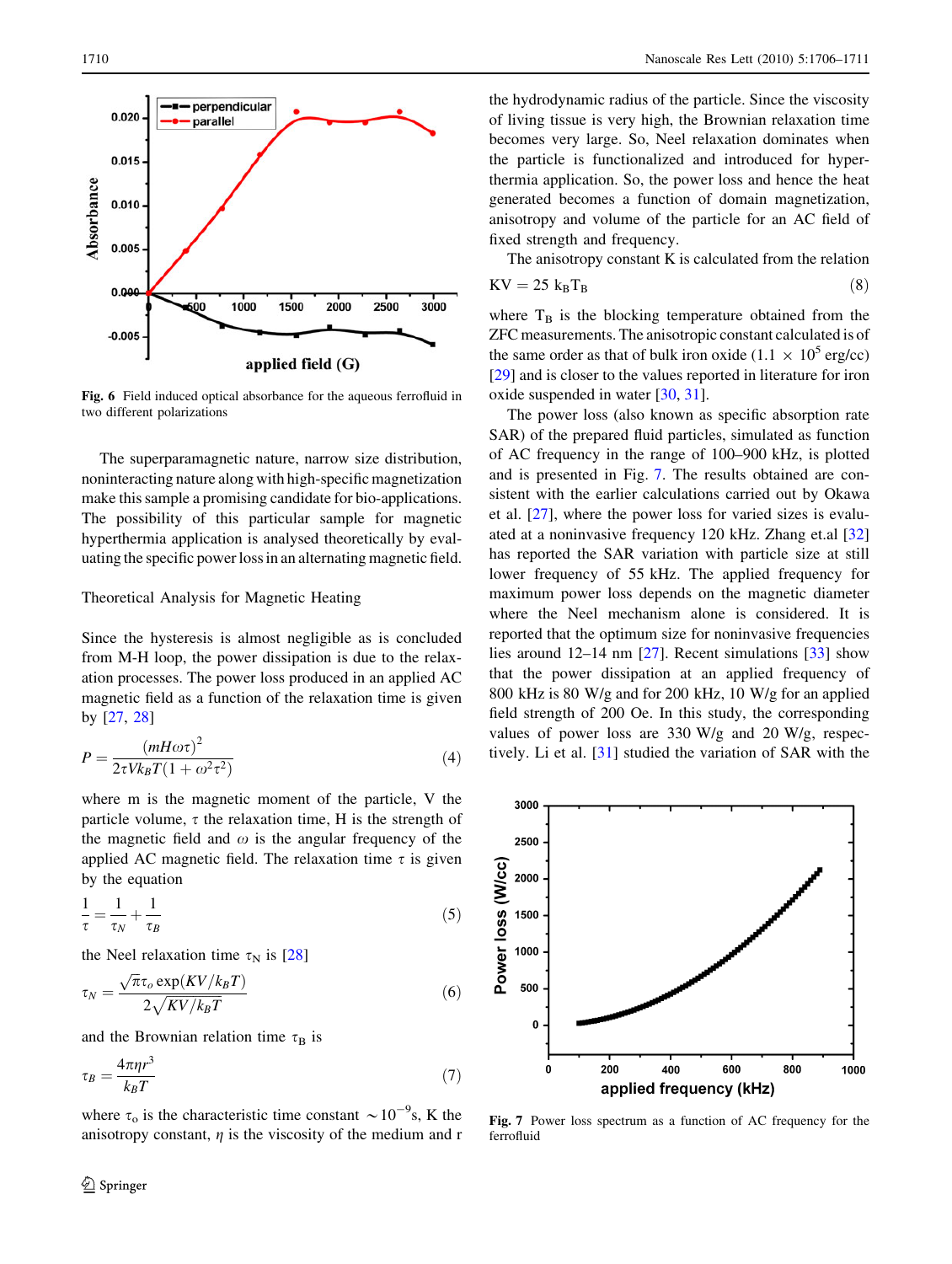Fig. 6 Field induced optical absorbance for the aqueous ferrofluid in two different polarizations

The superparamagnetic nature, narrow size distribution, noninteracting nature along with high-specific magnetization make this sample a promising candidate for bio-applications. The possibility of this particular sample for magnetic hyperthermia application is analysed theoretically by evaluating the specific power loss in an alternating magnetic field.

## Theoretical Analysis for Magnetic Heating

Since the hysteresis is almost negligible as is concluded from M-H loop, the power dissipation is due to the relaxation processes. The power loss produced in an applied AC magnetic field as a function of the relaxation time is given by [27, 28]

$$P = \frac{(mH\omega\tau)^2}{2\tau V k_B T(1+\omega^2\tau^2)} \tag{4}$$

where m is the magnetic moment of the particle, V the particle volume, $\tau$ the relaxation time, H is the strength of the magnetic field and $\omega$ is the angular frequency of the applied AC magnetic field. The relaxation time $\tau$ is given by the equation

$$\frac{1}{\tau} = \frac{1}{\tau_N} + \frac{1}{\tau_B} \tag{5}$$

the Neel relaxation time $\tau_N$ is [28]

$$\tau_N = \frac{\sqrt{\pi}\tau_o \exp(KV/k_B T)}{2\sqrt{KV/k_B T}} \tag{6}$$

and the Brownian relation time $\tau_B$ is

$$\tau_B = \frac{4\pi\eta r^3}{k_B T} \tag{7}$$

where $\tau_o$ is the characteristic time constant $\sim 10^{-9}$s, K the anisotropy constant, $\eta$ is the viscosity of the medium and r the hydrodynamic radius of the particle. Since the viscosity of living tissue is very high, the Brownian relaxation time becomes very large. So, Neel relaxation dominates when the particle is functionalized and introduced for hyperthermia application. So, the power loss and hence the heat generated becomes a function of domain magnetization, anisotropy and volume of the particle for an AC field of fixed strength and frequency.

The anisotropy constant K is calculated from the relation

$$KV = 25\ k_B T_B \tag{8}$$

where $T_B$ is the blocking temperature obtained from the ZFC measurements. The anisotropic constant calculated is of the same order as that of bulk iron oxide ($1.1 \times 10^5$ erg/cc) [29] and is closer to the values reported in literature for iron oxide suspended in water [30, 31].

The power loss (also known as specific absorption rate SAR) of the prepared fluid particles, simulated as function of AC frequency in the range of 100–900 kHz, is plotted and is presented in Fig. 7. The results obtained are consistent with the earlier calculations carried out by Okawa et al. [27], where the power loss for varied sizes is evaluated at a noninvasive frequency 120 kHz. Zhang et.al [32] has reported the SAR variation with particle size at still lower frequency of 55 kHz. The applied frequency for maximum power loss depends on the magnetic diameter where the Neel mechanism alone is considered. It is reported that the optimum size for noninvasive frequencies lies around 12–14 nm [27]. Recent simulations [33] show that the power dissipation at an applied frequency of 800 kHz is 80 W/g and for 200 kHz, 10 W/g for an applied field strength of 200 Oe. In this study, the corresponding values of power loss are 330 W/g and 20 W/g, respectively. Li et al. [31] studied the variation of SAR with the

Fig. 7 Power loss spectrum as a function of AC frequency for the ferrofluid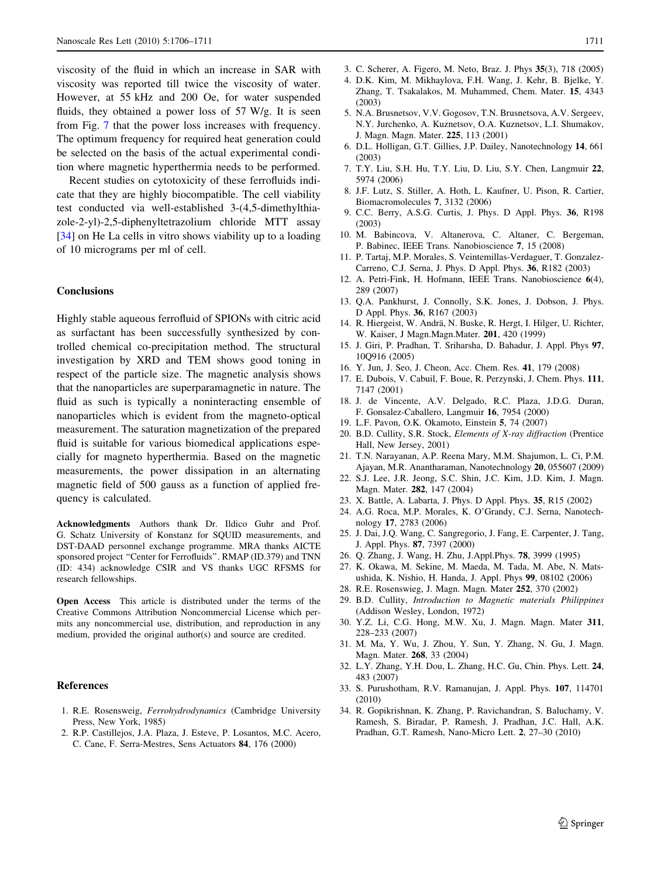viscosity of the fluid in which an increase in SAR with viscosity was reported till twice the viscosity of water. However, at 55 kHz and 200 Oe, for water suspended fluids, they obtained a power loss of 57 W/g. It is seen from Fig. 7 that the power loss increases with frequency. The optimum frequency for required heat generation could be selected on the basis of the actual experimental condition where magnetic hyperthermia needs to be performed.

Recent studies on cytotoxicity of these ferrofluids indicate that they are highly biocompatible. The cell viability test conducted via well-established 3-(4,5-dimethylthiazole-2-yl)-2,5-diphenyltetrazolium chloride MTT assay [34] on He La cells in vitro shows viability up to a loading of 10 micrograms per ml of cell.

## Conclusions

Highly stable aqueous ferrofluid of SPIONs with citric acid as surfactant has been successfully synthesized by controlled chemical co-precipitation method. The structural investigation by XRD and TEM shows good toning in respect of the particle size. The magnetic analysis shows that the nanoparticles are superparamagnetic in nature. The fluid as such is typically a noninteracting ensemble of nanoparticles which is evident from the magneto-optical measurement. The saturation magnetization of the prepared fluid is suitable for various biomedical applications especially for magneto hyperthermia. Based on the magnetic measurements, the power dissipation in an alternating magnetic field of 500 gauss as a function of applied frequency is calculated.

**Acknowledgments** Authors thank Dr. Ildico Guhr and Prof. G. Schatz University of Konstanz for SQUID measurements, and DST-DAAD personnel exchange programme. MRA thanks AICTE sponsored project "Center for Ferrofluids". RMAP (ID.379) and TNN (ID: 434) acknowledge CSIR and VS thanks UGC RFSMS for research fellowships.

**Open Access** This article is distributed under the terms of the Creative Commons Attribution Noncommercial License which permits any noncommercial use, distribution, and reproduction in any medium, provided the original author(s) and source are credited.

## References

1. R.E. Rosensweig, *Ferrohydrodynamics* (Cambridge University Press, New York, 1985)
2. R.P. Castillejos, J.A. Plaza, J. Esteve, P. Losantos, M.C. Acero, C. Cane, F. Serra-Mestres, Sens Actuators **84**, 176 (2000)
3. C. Scherer, A. Figero, M. Neto, Braz. J. Phys **35**(3), 718 (2005)
4. D.K. Kim, M. Mikhaylova, F.H. Wang, J. Kehr, B. Bjelke, Y. Zhang, T. Tsakalakos, M. Muhammed, Chem. Mater. **15**, 4343 (2003)
5. N.A. Brusnetsov, V.V. Gogosov, T.N. Brusnetsova, A.V. Sergeev, N.Y. Jurchenko, A. Kuznetsov, O.A. Kuznetsov, L.I. Shumakov, J. Magn. Magn. Mater. **225**, 113 (2001)
6. D.L. Holligan, G.T. Gillies, J.P. Dailey, Nanotechnology **14**, 661 (2003)
7. T.Y. Liu, S.H. Hu, T.Y. Liu, D. Liu, S.Y. Chen, Langmuir **22**, 5974 (2006)
8. J.F. Lutz, S. Stiller, A. Hoth, L. Kaufner, U. Pison, R. Cartier, Biomacromolecules **7**, 3132 (2006)
9. C.C. Berry, A.S.G. Curtis, J. Phys. D Appl. Phys. **36**, R198 (2003)
10. M. Babincova, V. Altanerova, C. Altaner, C. Bergeman, P. Babinec, IEEE Trans. Nanobioscience **7**, 15 (2008)
11. P. Tartaj, M.P. Morales, S. Veintemillas-Verdaguer, T. Gonzalez-Carreno, C.J. Serna, J. Phys. D Appl. Phys. **36**, R182 (2003)
12. A. Petri-Fink, H. Hofmann, IEEE Trans. Nanobioscience **6**(4), 289 (2007)
13. Q.A. Pankhurst, J. Connolly, S.K. Jones, J. Dobson, J. Phys. D Appl. Phys. **36**, R167 (2003)
14. R. Hiergeist, W. Andrä, N. Buske, R. Hergt, I. Hilger, U. Richter, W. Kaiser, J Magn.Magn.Mater. **201**, 420 (1999)
15. J. Giri, P. Pradhan, T. Sriharsha, D. Bahadur, J. Appl. Phys **97**, 10Q916 (2005)
16. Y. Jun, J. Seo, J. Cheon, Acc. Chem. Res. **41**, 179 (2008)
17. E. Dubois, V. Cabuil, F. Boue, R. Perzynski, J. Chem. Phys. **111**, 7147 (2001)
18. J. de Vincente, A.V. Delgado, R.C. Plaza, J.D.G. Duran, F. Gonsalez-Caballero, Langmuir **16**, 7954 (2000)
19. L.F. Pavon, O.K. Okamoto, Einstein **5**, 74 (2007)
20. B.D. Cullity, S.R. Stock, *Elements of X-ray diffraction* (Prentice Hall, New Jersey, 2001)
21. T.N. Narayanan, A.P. Reena Mary, M.M. Shajumon, L. Ci, P.M. Ajayan, M.R. Anantharaman, Nanotechnology **20**, 055607 (2009)
22. S.J. Lee, J.R. Jeong, S.C. Shin, J.C. Kim, J.D. Kim, J. Magn. Magn. Mater. **282**, 147 (2004)
23. X. Battle, A. Labarta, J. Phys. D Appl. Phys. **35**, R15 (2002)
24. A.G. Roca, M.P. Morales, K. O'Grandy, C.J. Serna, Nanotechnology **17**, 2783 (2006)
25. J. Dai, J.Q. Wang, C. Sangregorio, J. Fang, E. Carpenter, J. Tang, J. Appl. Phys. **87**, 7397 (2000)
26. Q. Zhang, J. Wang, H. Zhu, J.Appl.Phys. **78**, 3999 (1995)
27. K. Okawa, M. Sekine, M. Maeda, M. Tada, M. Abe, N. Matsushida, K. Nishio, H. Handa, J. Appl. Phys **99**, 08102 (2006)
28. R.E. Rosenswieg, J. Magn. Magn. Mater **252**, 370 (2002)
29. B.D. Cullity, *Introduction to Magnetic materials Philippines* (Addison Wesley, London, 1972)
30. Y.Z. Li, C.G. Hong, M.W. Xu, J. Magn. Magn. Mater **311**, 228–233 (2007)
31. M. Ma, Y. Wu, J. Zhou, Y. Sun, Y. Zhang, N. Gu, J. Magn. Magn. Mater. **268**, 33 (2004)
32. L.Y. Zhang, Y.H. Dou, L. Zhang, H.C. Gu, Chin. Phys. Lett. **24**, 483 (2007)
33. S. Purushotham, R.V. Ramanujan, J. Appl. Phys. **107**, 114701 (2010)
34. R. Gopikrishnan, K. Zhang, P. Ravichandran, S. Baluchamy, V. Ramesh, S. Biradar, P. Ramesh, J. Pradhan, J.C. Hall, A.K. Pradhan, G.T. Ramesh, Nano-Micro Lett. **2**, 27–30 (2010)